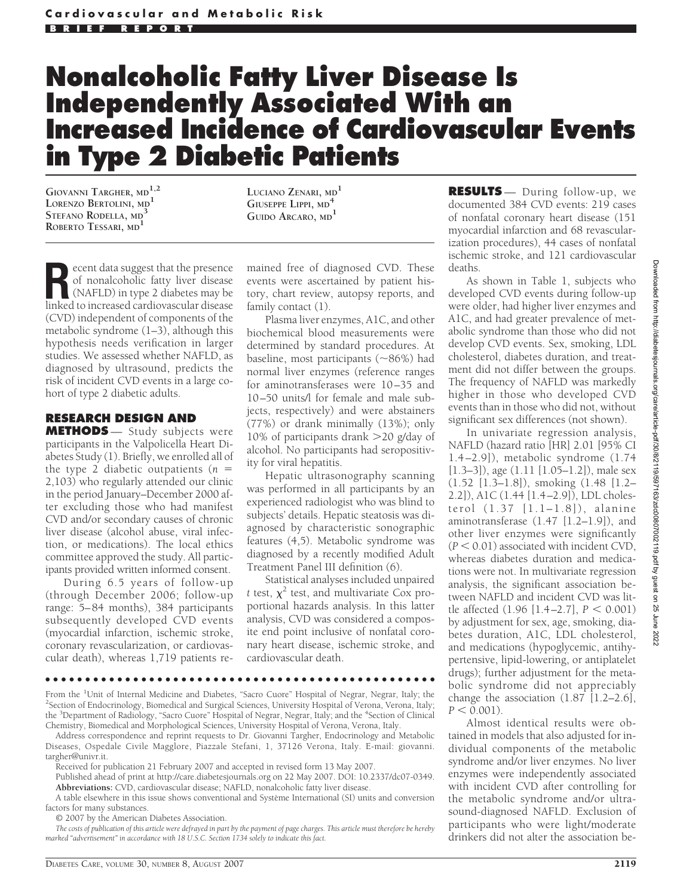Cardiovascular and Metabolic Risk

BRIEF REPORT

# Nonalcoholic Fatty Liver Disease Is Independently Associated With an Increased Incidence of Cardiovascular Events in Type 2 Diabetic Patients

GIOVANNI TARGHER, MD[1,2]
LORENZO BERTOLINI, MD[1]
STEFANO RODELLA, MD[3]
ROBERTO TESSARI, MD[1]
LUCIANO ZENARI, MD[1]
GIUSEPPE LIPPI, MD[4]
GUIDO ARCARO, MD[1]

Recent data suggest that the presence of nonalcoholic fatty liver disease (NAFLD) in type 2 diabetes may be linked to increased cardiovascular disease (CVD) independent of components of the metabolic syndrome (1–3), although this hypothesis needs verification in larger studies. We assessed whether NAFLD, as diagnosed by ultrasound, predicts the risk of incident CVD events in a large cohort of type 2 diabetic adults.

## RESEARCH DESIGN AND METHODS

— Study subjects were participants in the Valpolicella Heart Diabetes Study (1). Briefly, we enrolled all of the type 2 diabetic outpatients ($n$ = 2,103) who regularly attended our clinic in the period January–December 2000 after excluding those who had manifest CVD and/or secondary causes of chronic liver disease (alcohol abuse, viral infection, or medications). The local ethics committee approved the study. All participants provided written informed consent.

During 6.5 years of follow-up (through December 2006; follow-up range: 5–84 months), 384 participants subsequently developed CVD events (myocardial infarction, ischemic stroke, coronary revascularization, or cardiovascular death), whereas 1,719 patients remained free of diagnosed CVD. These events were ascertained by patient history, chart review, autopsy reports, and family contact (1).

Plasma liver enzymes, A1C, and other biochemical blood measurements were determined by standard procedures. At baseline, most participants (~86%) had normal liver enzymes (reference ranges for aminotransferases were 10–35 and 10–50 units/l for female and male subjects, respectively) and were abstainers (77%) or drank minimally (13%); only 10% of participants drank >20 g/day of alcohol. No participants had seropositivity for viral hepatitis.

Hepatic ultrasonography scanning was performed in all participants by an experienced radiologist who was blind to subjects' details. Hepatic steatosis was diagnosed by characteristic sonographic features (4,5). Metabolic syndrome was diagnosed by a recently modified Adult Treatment Panel III definition (6).

Statistical analyses included unpaired $t$ test, $\chi^2$ test, and multivariate Cox proportional hazards analysis. In this latter analysis, CVD was considered a composite end point inclusive of nonfatal coronary heart disease, ischemic stroke, and cardiovascular death.

## RESULTS

— During follow-up, we documented 384 CVD events: 219 cases of nonfatal coronary heart disease (151 myocardial infarction and 68 revascularization procedures), 44 cases of nonfatal ischemic stroke, and 121 cardiovascular deaths.

As shown in Table 1, subjects who developed CVD events during follow-up were older, had higher liver enzymes and A1C, and had greater prevalence of metabolic syndrome than those who did not develop CVD events. Sex, smoking, LDL cholesterol, diabetes duration, and treatment did not differ between the groups. The frequency of NAFLD was markedly higher in those who developed CVD events than in those who did not, without significant sex differences (not shown).

In univariate regression analysis, NAFLD (hazard ratio [HR] 2.01 [95% CI 1.4–2.9]), metabolic syndrome (1.74 [1.3–3]), age (1.11 [1.05–1.2]), male sex (1.52 [1.3–1.8]), smoking (1.48 [1.2–2.2]), A1C (1.44 [1.4–2.9]), LDL cholesterol (1.37 [1.1–1.8]), alanine aminotransferase (1.47 [1.2–1.9]), and other liver enzymes were significantly ($P < 0.01$) associated with incident CVD, whereas diabetes duration and medications were not. In multivariate regression analysis, the significant association between NAFLD and incident CVD was little affected (1.96 [1.4–2.7], $P < 0.001$) by adjustment for sex, age, smoking, diabetes duration, A1C, LDL cholesterol, and medications (hypoglycemic, antihypertensive, lipid-lowering, or antiplatelet drugs); further adjustment for the metabolic syndrome did not appreciably change the association (1.87 [1.2–2.6], $P < 0.001$).

Almost identical results were obtained in models that also adjusted for individual components of the metabolic syndrome and/or liver enzymes. No liver enzymes were independently associated with incident CVD after controlling for the metabolic syndrome and/or ultrasound-diagnosed NAFLD. Exclusion of participants who were light/moderate drinkers did not alter the association be-

From the [1]Unit of Internal Medicine and Diabetes, "Sacro Cuore" Hospital of Negrar, Negrar, Italy; the [2]Section of Endocrinology, Biomedical and Surgical Sciences, University Hospital of Verona, Verona, Italy; the [3]Department of Radiology, "Sacro Cuore" Hospital of Negrar, Negrar, Italy; and the [4]Section of Clinical Chemistry, Biomedical and Morphological Sciences, University Hospital of Verona, Verona, Italy.

Address correspondence and reprint requests to Dr. Giovanni Targher, Endocrinology and Metabolic Diseases, Ospedale Civile Maggiore, Piazzale Stefani, 1, 37126 Verona, Italy. E-mail: giovanni.targher@univr.it.

Received for publication 21 February 2007 and accepted in revised form 13 May 2007.

Published ahead of print at http://care.diabetesjournals.org on 22 May 2007. DOI: 10.2337/dc07-0349.

**Abbreviations:** CVD, cardiovascular disease; NAFLD, nonalcoholic fatty liver disease.

A table elsewhere in this issue shows conventional and Système International (SI) units and conversion factors for many substances.

© 2007 by the American Diabetes Association.

*The costs of publication of this article were defrayed in part by the payment of page charges. This article must therefore be hereby marked "advertisement" in accordance with 18 U.S.C. Section 1734 solely to indicate this fact.*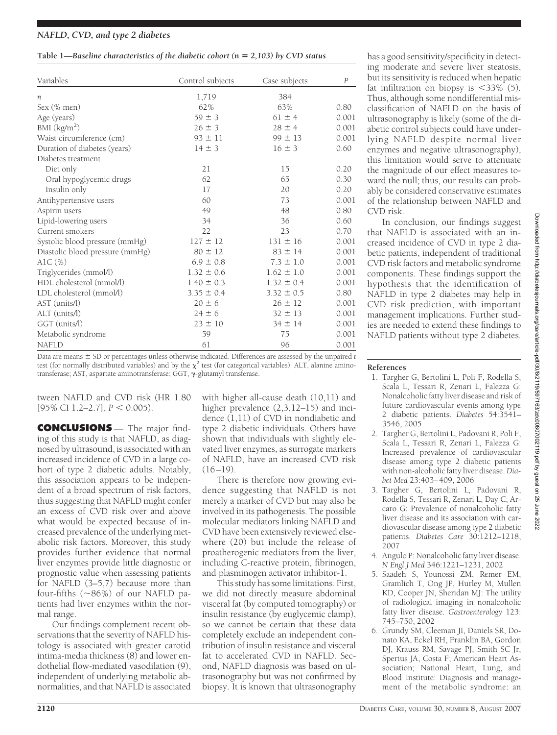**Table 1—*Baseline characteristics of the diabetic cohort (n = 2,103) by CVD status***

| Variables | Control subjects | Case subjects | *P* |
|---|---|---|---|
| *n* | 1,719 | 384 | |
| Sex (% men) | 62% | 63% | 0.80 |
| Age (years) | 59 ± 3 | 61 ± 4 | 0.001 |
| BMI (kg/m$^2$) | 26 ± 3 | 28 ± 4 | 0.001 |
| Waist circumference (cm) | 93 ± 11 | 99 ± 13 | 0.001 |
| Duration of diabetes (years) | 14 ± 3 | 16 ± 3 | 0.60 |
| Diabetes treatment | | | |
| Diet only | 21 | 15 | 0.20 |
| Oral hypoglycemic drugs | 62 | 65 | 0.30 |
| Insulin only | 17 | 20 | 0.20 |
| Antihypertensive users | 60 | 73 | 0.001 |
| Aspirin users | 49 | 48 | 0.80 |
| Lipid-lowering users | 34 | 36 | 0.60 |
| Current smokers | 22 | 23 | 0.70 |
| Systolic blood pressure (mmHg) | 127 ± 12 | 131 ± 16 | 0.001 |
| Diastolic blood pressure (mmHg) | 80 ± 12 | 83 ± 14 | 0.001 |
| A1C (%) | 6.9 ± 0.8 | 7.3 ± 1.0 | 0.001 |
| Triglycerides (mmol/l) | 1.32 ± 0.6 | 1.62 ± 1.0 | 0.001 |
| HDL cholesterol (mmol/l) | 1.40 ± 0.3 | 1.32 ± 0.4 | 0.001 |
| LDL cholesterol (mmol/l) | 3.35 ± 0.4 | 3.32 ± 0.5 | 0.80 |
| AST (units/l) | 20 ± 6 | 26 ± 12 | 0.001 |
| ALT (units/l) | 24 ± 6 | 32 ± 13 | 0.001 |
| GGT (units/l) | 23 ± 10 | 34 ± 14 | 0.001 |
| Metabolic syndrome | 59 | 75 | 0.001 |
| NAFLD | 61 | 96 | 0.001 |

Data are means ± SD or percentages unless otherwise indicated. Differences are assessed by the unpaired *t* test (for normally distributed variables) and by the $\chi^2$ test (for categorical variables). ALT, alanine aminotransferase; AST, aspartate aminotransferase; GGT, γ-glutamyl transferase.

tween NAFLD and CVD risk (HR 1.80 [95% CI 1.2–2.7], $P < 0.005$).

## CONCLUSIONS

The major finding of this study is that NAFLD, as diagnosed by ultrasound, is associated with an increased incidence of CVD in a large cohort of type 2 diabetic adults. Notably, this association appears to be independent of a broad spectrum of risk factors, thus suggesting that NAFLD might confer an excess of CVD risk over and above what would be expected because of increased prevalence of the underlying metabolic risk factors. Moreover, this study provides further evidence that normal liver enzymes provide little diagnostic or prognostic value when assessing patients for NAFLD (3–5,7) because more than four-fifths (~86%) of our NAFLD patients had liver enzymes within the normal range.

Our findings complement recent observations that the severity of NAFLD histology is associated with greater carotid intima-media thickness (8) and lower endothelial flow-mediated vasodilation (9), independent of underlying metabolic abnormalities, and that NAFLD is associated with higher all-cause death (10,11) and higher prevalence (2,3,12–15) and incidence (1,11) of CVD in nondiabetic and type 2 diabetic individuals. Others have shown that individuals with slightly elevated liver enzymes, as surrogate markers of NAFLD, have an increased CVD risk (16–19).

There is therefore now growing evidence suggesting that NAFLD is not merely a marker of CVD but may also be involved in its pathogenesis. The possible molecular mediators linking NAFLD and CVD have been extensively reviewed elsewhere (20) but include the release of proatherogenic mediators from the liver, including C-reactive protein, fibrinogen, and plasminogen activator inhibitor-1.

This study has some limitations. First, we did not directly measure abdominal visceral fat (by computed tomography) or insulin resistance (by euglycemic clamp), so we cannot be certain that these data completely exclude an independent contribution of insulin resistance and visceral fat to accelerated CVD in NAFLD. Second, NAFLD diagnosis was based on ultrasonography but was not confirmed by biopsy. It is known that ultrasonography has a good sensitivity/specificity in detecting moderate and severe liver steatosis, but its sensitivity is reduced when hepatic fat infiltration on biopsy is <33% (5). Thus, although some nondifferential misclassification of NAFLD on the basis of ultrasonography is likely (some of the diabetic control subjects could have underlying NAFLD despite normal liver enzymes and negative ultrasonography), this limitation would serve to attenuate the magnitude of our effect measures toward the null; thus, our results can probably be considered conservative estimates of the relationship between NAFLD and CVD risk.

In conclusion, our findings suggest that NAFLD is associated with an increased incidence of CVD in type 2 diabetic patients, independent of traditional CVD risk factors and metabolic syndrome components. These findings support the hypothesis that the identification of NAFLD in type 2 diabetes may help in CVD risk prediction, with important management implications. Further studies are needed to extend these findings to NAFLD patients without type 2 diabetes.

## References

1. Targher G, Bertolini L, Poli F, Rodella S, Scala L, Tessari R, Zenari L, Falezza G: Nonalcoholic fatty liver disease and risk of future cardiovascular events among type 2 diabetic patients. *Diabetes* 54:3541–3546, 2005
2. Targher G, Bertolini L, Padovani R, Poli F, Scala L, Tessari R, Zenari L, Falezza G: Increased prevalence of cardiovascular disease among type 2 diabetic patients with non-alcoholic fatty liver disease. *Diabet Med* 23:403–409, 2006
3. Targher G, Bertolini L, Padovani R, Rodella S, Tessari R, Zenari L, Day C, Arcaro G: Prevalence of nonalcoholic fatty liver disease and its association with cardiovascular disease among type 2 diabetic patients. *Diabetes Care* 30:1212–1218, 2007
4. Angulo P: Nonalcoholic fatty liver disease. *N Engl J Med* 346:1221–1231, 2002
5. Saadeh S, Younossi ZM, Remer EM, Gramlich T, Ong JP, Hurley M, Mullen KD, Cooper JN, Sheridan MJ: The utility of radiological imaging in nonalcoholic fatty liver disease. *Gastroenterology* 123: 745–750, 2002
6. Grundy SM, Cleeman JI, Daniels SR, Donato KA, Eckel RH, Franklin BA, Gordon DJ, Krauss RM, Savage PJ, Smith SC Jr, Spertus JA, Costa F; American Heart Association; National Heart, Lung, and Blood Institute: Diagnosis and management of the metabolic syndrome: an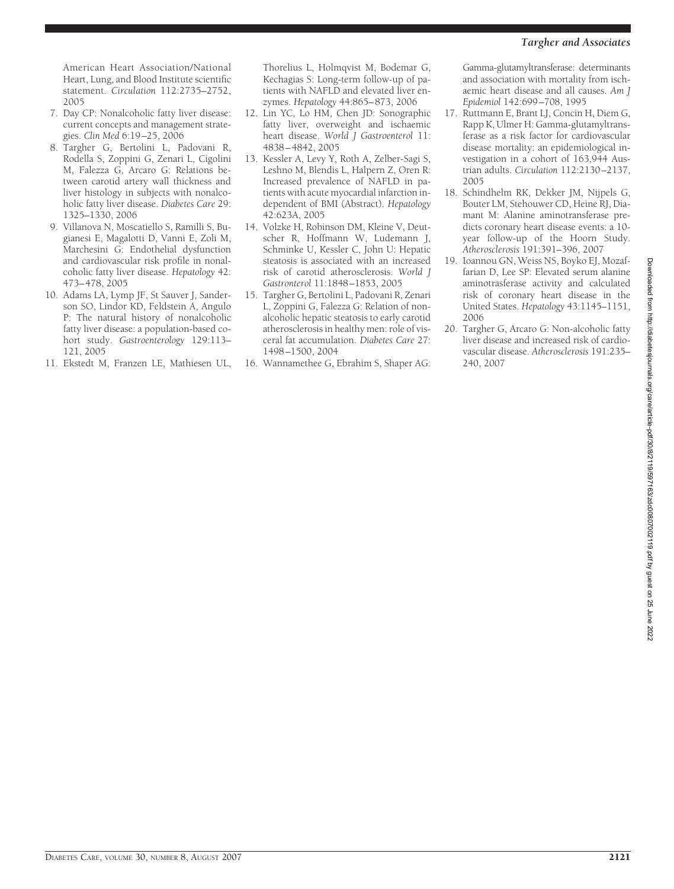American Heart Association/National Heart, Lung, and Blood Institute scientific statement. *Circulation* 112:2735–2752, 2005

7. Day CP: Nonalcoholic fatty liver disease: current concepts and management strategies. *Clin Med* 6:19–25, 2006
8. Targher G, Bertolini L, Padovani R, Rodella S, Zoppini G, Zenari L, Cigolini M, Falezza G, Arcaro G: Relations between carotid artery wall thickness and liver histology in subjects with nonalcoholic fatty liver disease. *Diabetes Care* 29: 1325–1330, 2006
9. Villanova N, Moscatiello S, Ramilli S, Bugianesi E, Magalotti D, Vanni E, Zoli M, Marchesini G: Endothelial dysfunction and cardiovascular risk profile in nonalcoholic fatty liver disease. *Hepatology* 42: 473–478, 2005
10. Adams LA, Lymp JF, St Sauver J, Sanderson SO, Lindor KD, Feldstein A, Angulo P: The natural history of nonalcoholic fatty liver disease: a population-based cohort study. *Gastroenterology* 129:113–121, 2005
11. Ekstedt M, Franzen LE, Mathiesen UL, Thorelius L, Holmqvist M, Bodemar G, Kechagias S: Long-term follow-up of patients with NAFLD and elevated liver enzymes. *Hepatology* 44:865–873, 2006
12. Lin YC, Lo HM, Chen JD: Sonographic fatty liver, overweight and ischaemic heart disease. *World J Gastroenterol* 11: 4838–4842, 2005
13. Kessler A, Levy Y, Roth A, Zelber-Sagi S, Leshno M, Blendis L, Halpern Z, Oren R: Increased prevalence of NAFLD in patients with acute myocardial infarction independent of BMI (Abstract). *Hepatology* 42:623A, 2005
14. Volzke H, Robinson DM, Kleine V, Deutscher R, Hoffmann W, Ludemann J, Schminke U, Kessler C, John U: Hepatic steatosis is associated with an increased risk of carotid atherosclerosis. *World J Gastronterol* 11:1848–1853, 2005
15. Targher G, Bertolini L, Padovani R, Zenari L, Zoppini G, Falezza G: Relation of nonalcoholic hepatic steatosis to early carotid atherosclerosis in healthy men: role of visceral fat accumulation. *Diabetes Care* 27: 1498–1500, 2004
16. Wannamethee G, Ebrahim S, Shaper AG: Gamma-glutamyltransferase: determinants and association with mortality from ischaemic heart disease and all causes. *Am J Epidemiol* 142:699–708, 1995
17. Ruttmann E, Brant LJ, Concin H, Diem G, Rapp K, Ulmer H: Gamma-glutamyltransferase as a risk factor for cardiovascular disease mortality: an epidemiological investigation in a cohort of 163,944 Austrian adults. *Circulation* 112:2130–2137, 2005
18. Schindhelm RK, Dekker JM, Nijpels G, Bouter LM, Stehouwer CD, Heine RJ, Diamant M: Alanine aminotransferase predicts coronary heart disease events: a 10-year follow-up of the Hoorn Study. *Atherosclerosis* 191:391–396, 2007
19. Ioannou GN, Weiss NS, Boyko EJ, Mozaffarian D, Lee SP: Elevated serum alanine aminotrasferase activity and calculated risk of coronary heart disease in the United States. *Hepatology* 43:1145–1151, 2006
20. Targher G, Arcaro G: Non-alcoholic fatty liver disease and increased risk of cardiovascular disease. *Atherosclerosis* 191:235–240, 2007